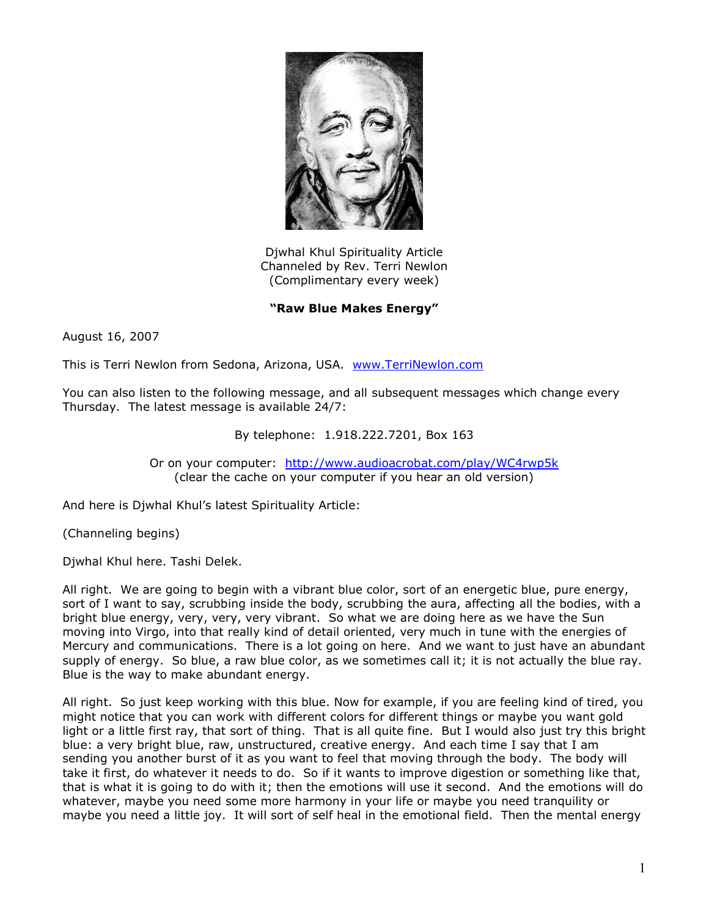Djwhal Khul Spirituality Article
Channeled by Rev. Terri Newlon
(Complimentary every week)

**"Raw Blue Makes Energy"**

August 16, 2007

This is Terri Newlon from Sedona, Arizona, USA. www.TerriNewlon.com

You can also listen to the following message, and all subsequent messages which change every Thursday. The latest message is available 24/7:

By telephone: 1.918.222.7201, Box 163

Or on your computer: http://www.audioacrobat.com/play/WC4rwp5k
(clear the cache on your computer if you hear an old version)

And here is Djwhal Khul's latest Spirituality Article:

(Channeling begins)

Djwhal Khul here. Tashi Delek.

All right. We are going to begin with a vibrant blue color, sort of an energetic blue, pure energy, sort of I want to say, scrubbing inside the body, scrubbing the aura, affecting all the bodies, with a bright blue energy, very, very, very vibrant. So what we are doing here as we have the Sun moving into Virgo, into that really kind of detail oriented, very much in tune with the energies of Mercury and communications. There is a lot going on here. And we want to just have an abundant supply of energy. So blue, a raw blue color, as we sometimes call it; it is not actually the blue ray. Blue is the way to make abundant energy.

All right. So just keep working with this blue. Now for example, if you are feeling kind of tired, you might notice that you can work with different colors for different things or maybe you want gold light or a little first ray, that sort of thing. That is all quite fine. But I would also just try this bright blue: a very bright blue, raw, unstructured, creative energy. And each time I say that I am sending you another burst of it as you want to feel that moving through the body. The body will take it first, do whatever it needs to do. So if it wants to improve digestion or something like that, that is what it is going to do with it; then the emotions will use it second. And the emotions will do whatever, maybe you need some more harmony in your life or maybe you need tranquility or maybe you need a little joy. It will sort of self heal in the emotional field. Then the mental energy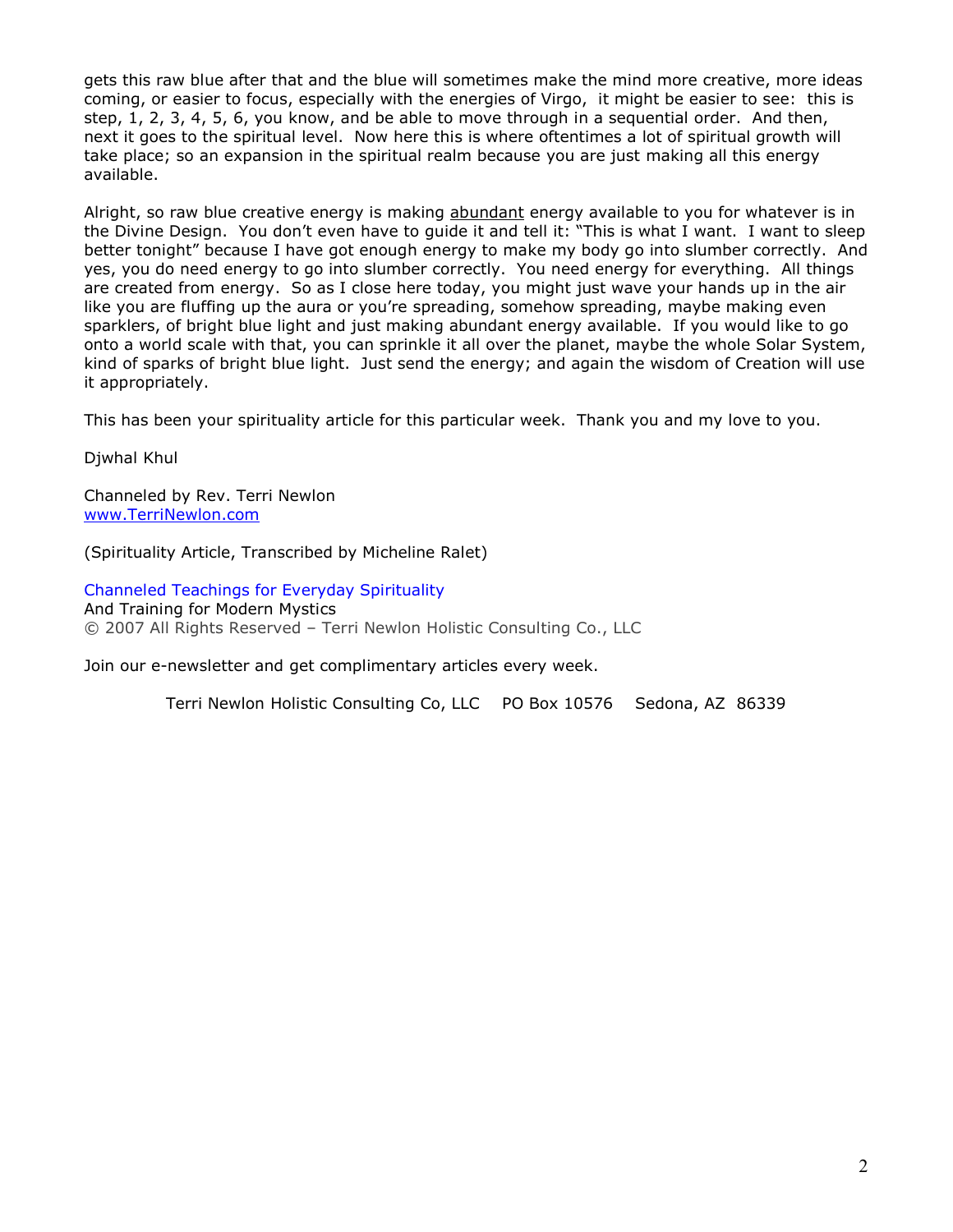gets this raw blue after that and the blue will sometimes make the mind more creative, more ideas coming, or easier to focus, especially with the energies of Virgo, it might be easier to see: this is step, 1, 2, 3, 4, 5, 6, you know, and be able to move through in a sequential order. And then, next it goes to the spiritual level. Now here this is where oftentimes a lot of spiritual growth will take place; so an expansion in the spiritual realm because you are just making all this energy available.

Alright, so raw blue creative energy is making abundant energy available to you for whatever is in the Divine Design. You don't even have to guide it and tell it: "This is what I want. I want to sleep better tonight" because I have got enough energy to make my body go into slumber correctly. And yes, you do need energy to go into slumber correctly. You need energy for everything. All things are created from energy. So as I close here today, you might just wave your hands up in the air like you are fluffing up the aura or you're spreading, somehow spreading, maybe making even sparklers, of bright blue light and just making abundant energy available. If you would like to go onto a world scale with that, you can sprinkle it all over the planet, maybe the whole Solar System, kind of sparks of bright blue light. Just send the energy; and again the wisdom of Creation will use it appropriately.

This has been your spirituality article for this particular week. Thank you and my love to you.

Djwhal Khul

Channeled by Rev. Terri Newlon
www.TerriNewlon.com

(Spirituality Article, Transcribed by Micheline Ralet)

Channeled Teachings for Everyday Spirituality
And Training for Modern Mystics
© 2007 All Rights Reserved – Terri Newlon Holistic Consulting Co., LLC

Join our e-newsletter and get complimentary articles every week.

Terri Newlon Holistic Consulting Co, LLC PO Box 10576 Sedona, AZ 86339